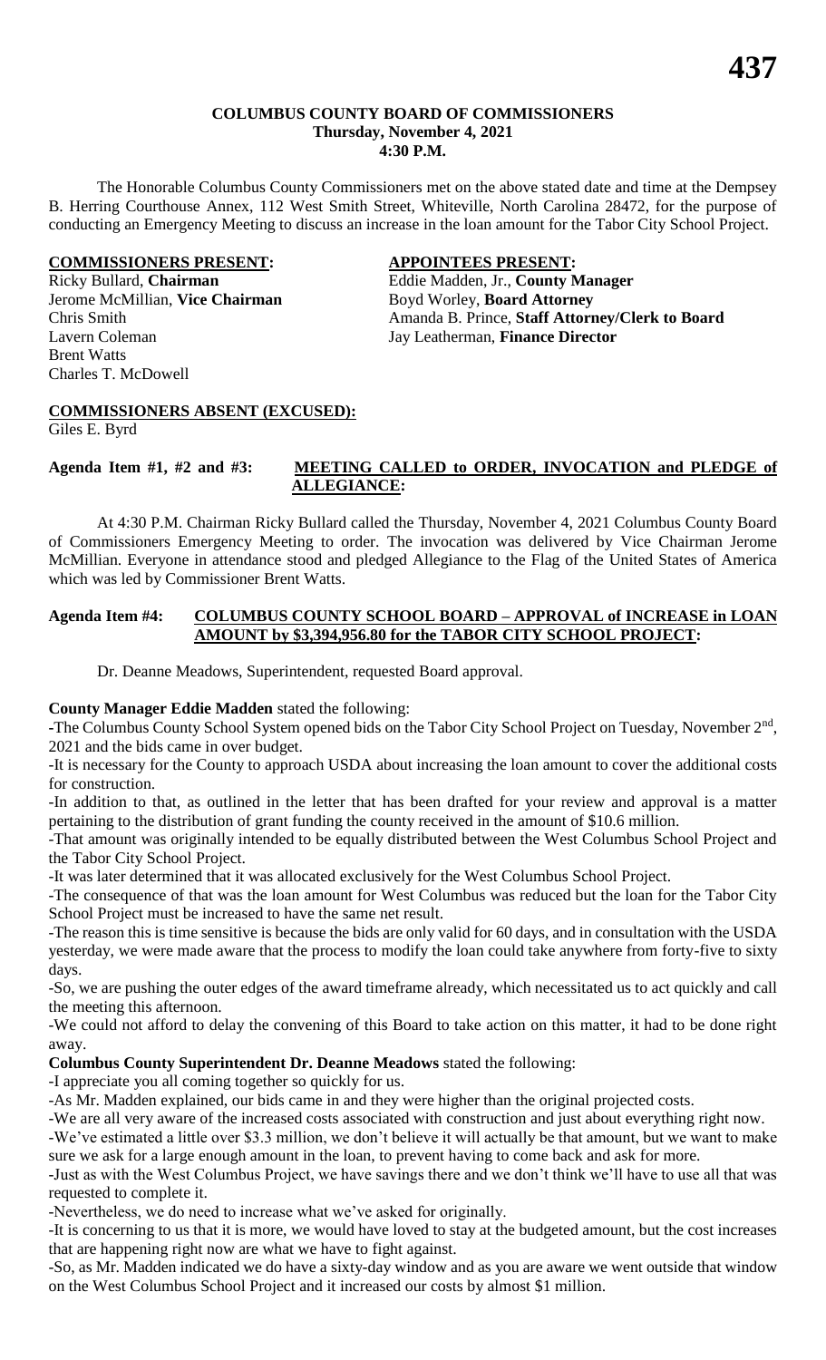**COLUMBUS COUNTY BOARD OF COMMISSIONERS**
**Thursday, November 4, 2021**
**4:30 P.M.**

The Honorable Columbus County Commissioners met on the above stated date and time at the Dempsey B. Herring Courthouse Annex, 112 West Smith Street, Whiteville, North Carolina 28472, for the purpose of conducting an Emergency Meeting to discuss an increase in the loan amount for the Tabor City School Project.

| **COMMISSIONERS PRESENT:** | **APPOINTEES PRESENT:** |
|---|---|
| Ricky Bullard, **Chairman** | Eddie Madden, Jr., **County Manager** |
| Jerome McMillian, **Vice Chairman** | Boyd Worley, **Board Attorney** |
| Chris Smith | Amanda B. Prince, **Staff Attorney/Clerk to Board** |
| Lavern Coleman | Jay Leatherman, **Finance Director** |
| Brent Watts | |
| Charles T. McDowell | |

**COMMISSIONERS ABSENT (EXCUSED):**
Giles E. Byrd

**Agenda Item #1, #2 and #3: MEETING CALLED to ORDER, INVOCATION and PLEDGE of ALLEGIANCE:**

At 4:30 P.M. Chairman Ricky Bullard called the Thursday, November 4, 2021 Columbus County Board of Commissioners Emergency Meeting to order. The invocation was delivered by Vice Chairman Jerome McMillian. Everyone in attendance stood and pledged Allegiance to the Flag of the United States of America which was led by Commissioner Brent Watts.

**Agenda Item #4: COLUMBUS COUNTY SCHOOL BOARD – APPROVAL of INCREASE in LOAN AMOUNT by $3,394,956.80 for the TABOR CITY SCHOOL PROJECT:**

Dr. Deanne Meadows, Superintendent, requested Board approval.

**County Manager Eddie Madden** stated the following:

-The Columbus County School System opened bids on the Tabor City School Project on Tuesday, November 2nd, 2021 and the bids came in over budget.

-It is necessary for the County to approach USDA about increasing the loan amount to cover the additional costs for construction.

-In addition to that, as outlined in the letter that has been drafted for your review and approval is a matter pertaining to the distribution of grant funding the county received in the amount of $10.6 million.

-That amount was originally intended to be equally distributed between the West Columbus School Project and the Tabor City School Project.

-It was later determined that it was allocated exclusively for the West Columbus School Project.

-The consequence of that was the loan amount for West Columbus was reduced but the loan for the Tabor City School Project must be increased to have the same net result.

-The reason this is time sensitive is because the bids are only valid for 60 days, and in consultation with the USDA yesterday, we were made aware that the process to modify the loan could take anywhere from forty-five to sixty days.

-So, we are pushing the outer edges of the award timeframe already, which necessitated us to act quickly and call the meeting this afternoon.

-We could not afford to delay the convening of this Board to take action on this matter, it had to be done right away.

**Columbus County Superintendent Dr. Deanne Meadows** stated the following:

-I appreciate you all coming together so quickly for us.

-As Mr. Madden explained, our bids came in and they were higher than the original projected costs.

-We are all very aware of the increased costs associated with construction and just about everything right now.

-We've estimated a little over $3.3 million, we don't believe it will actually be that amount, but we want to make sure we ask for a large enough amount in the loan, to prevent having to come back and ask for more.

-Just as with the West Columbus Project, we have savings there and we don't think we'll have to use all that was requested to complete it.

-Nevertheless, we do need to increase what we've asked for originally.

-It is concerning to us that it is more, we would have loved to stay at the budgeted amount, but the cost increases that are happening right now are what we have to fight against.

-So, as Mr. Madden indicated we do have a sixty-day window and as you are aware we went outside that window on the West Columbus School Project and it increased our costs by almost $1 million.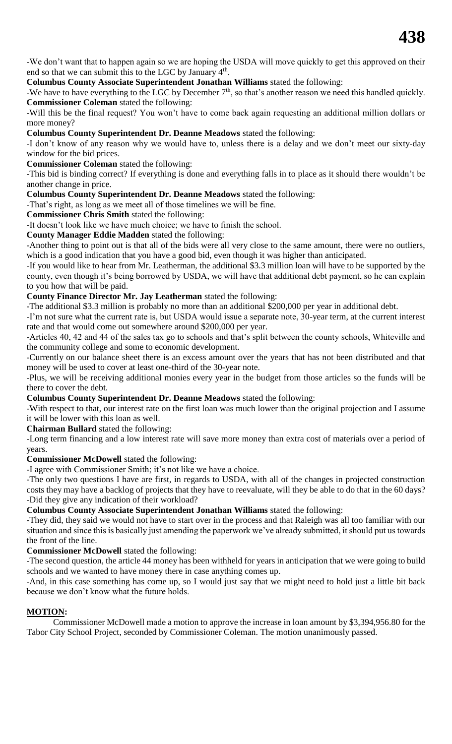-We don't want that to happen again so we are hoping the USDA will move quickly to get this approved on their end so that we can submit this to the LGC by January 4th.

**Columbus County Associate Superintendent Jonathan Williams** stated the following:

-We have to have everything to the LGC by December 7th, so that's another reason we need this handled quickly.

**Commissioner Coleman** stated the following:

-Will this be the final request? You won't have to come back again requesting an additional million dollars or more money?

**Columbus County Superintendent Dr. Deanne Meadows** stated the following:

-I don't know of any reason why we would have to, unless there is a delay and we don't meet our sixty-day window for the bid prices.

**Commissioner Coleman** stated the following:

-This bid is binding correct? If everything is done and everything falls in to place as it should there wouldn't be another change in price.

**Columbus County Superintendent Dr. Deanne Meadows** stated the following:

-That's right, as long as we meet all of those timelines we will be fine.

**Commissioner Chris Smith** stated the following:

-It doesn't look like we have much choice; we have to finish the school.

**County Manager Eddie Madden** stated the following:

-Another thing to point out is that all of the bids were all very close to the same amount, there were no outliers, which is a good indication that you have a good bid, even though it was higher than anticipated.

-If you would like to hear from Mr. Leatherman, the additional $3.3 million loan will have to be supported by the county, even though it's being borrowed by USDA, we will have that additional debt payment, so he can explain to you how that will be paid.

**County Finance Director Mr. Jay Leatherman** stated the following:

-The additional $3.3 million is probably no more than an additional $200,000 per year in additional debt.

-I'm not sure what the current rate is, but USDA would issue a separate note, 30-year term, at the current interest rate and that would come out somewhere around $200,000 per year.

-Articles 40, 42 and 44 of the sales tax go to schools and that's split between the county schools, Whiteville and the community college and some to economic development.

-Currently on our balance sheet there is an excess amount over the years that has not been distributed and that money will be used to cover at least one-third of the 30-year note.

-Plus, we will be receiving additional monies every year in the budget from those articles so the funds will be there to cover the debt.

**Columbus County Superintendent Dr. Deanne Meadows** stated the following:

-With respect to that, our interest rate on the first loan was much lower than the original projection and I assume it will be lower with this loan as well.

**Chairman Bullard** stated the following:

-Long term financing and a low interest rate will save more money than extra cost of materials over a period of years.

**Commissioner McDowell** stated the following:

-I agree with Commissioner Smith; it's not like we have a choice.

-The only two questions I have are first, in regards to USDA, with all of the changes in projected construction costs they may have a backlog of projects that they have to reevaluate, will they be able to do that in the 60 days?

-Did they give any indication of their workload?

**Columbus County Associate Superintendent Jonathan Williams** stated the following:

-They did, they said we would not have to start over in the process and that Raleigh was all too familiar with our situation and since this is basically just amending the paperwork we've already submitted, it should put us towards the front of the line.

**Commissioner McDowell** stated the following:

-The second question, the article 44 money has been withheld for years in anticipation that we were going to build schools and we wanted to have money there in case anything comes up.

-And, in this case something has come up, so I would just say that we might need to hold just a little bit back because we don't know what the future holds.

**MOTION:**

Commissioner McDowell made a motion to approve the increase in loan amount by $3,394,956.80 for the Tabor City School Project, seconded by Commissioner Coleman. The motion unanimously passed.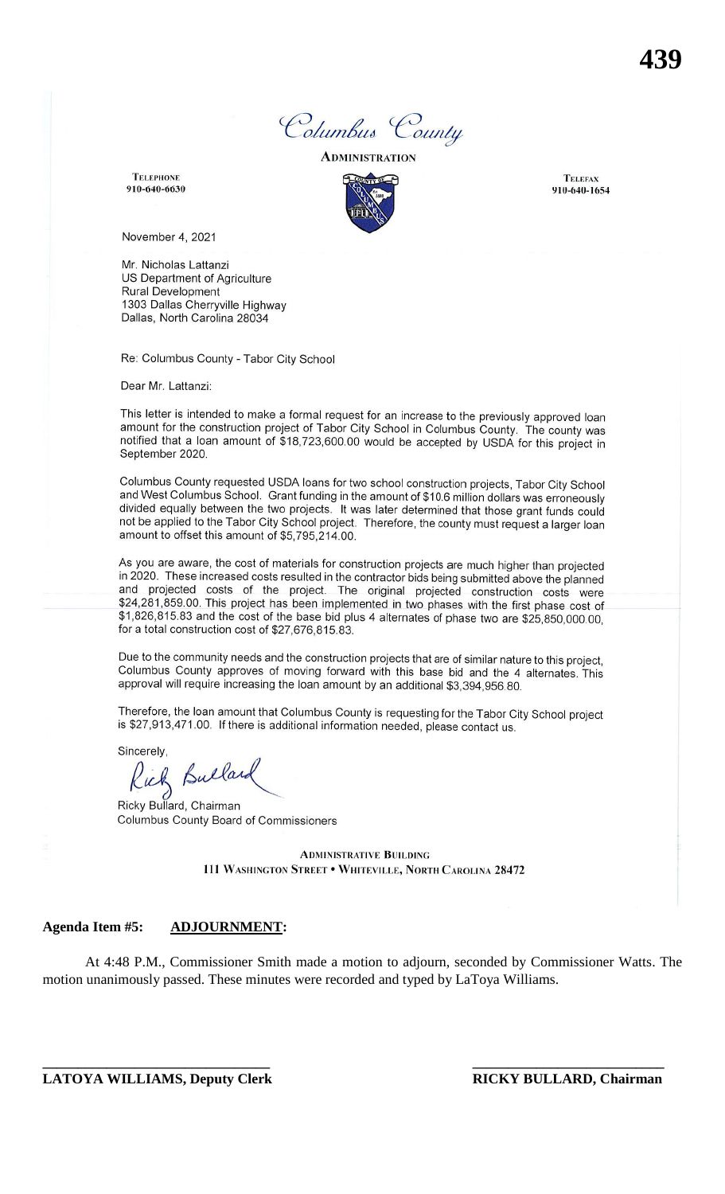*Columbus County*

**ADMINISTRATION**

TELEPHONE
910-640-6630

TELEFAX
910-640-1654

November 4, 2021

Mr. Nicholas Lattanzi
US Department of Agriculture
Rural Development
1303 Dallas Cherryville Highway
Dallas, North Carolina 28034

Re: Columbus County - Tabor City School

Dear Mr. Lattanzi:

This letter is intended to make a formal request for an increase to the previously approved loan amount for the construction project of Tabor City School in Columbus County. The county was notified that a loan amount of $18,723,600.00 would be accepted by USDA for this project in September 2020.

Columbus County requested USDA loans for two school construction projects, Tabor City School and West Columbus School. Grant funding in the amount of $10.6 million dollars was erroneously divided equally between the two projects. It was later determined that those grant funds could not be applied to the Tabor City School project. Therefore, the county must request a larger loan amount to offset this amount of $5,795,214.00.

As you are aware, the cost of materials for construction projects are much higher than projected in 2020. These increased costs resulted in the contractor bids being submitted above the planned and projected costs of the project. The original projected construction costs were $24,281,859.00. This project has been implemented in two phases with the first phase cost of $1,826,815.83 and the cost of the base bid plus 4 alternates of phase two are $25,850,000.00, for a total construction cost of $27,676,815.83.

Due to the community needs and the construction projects that are of similar nature to this project, Columbus County approves of moving forward with this base bid and the 4 alternates. This approval will require increasing the loan amount by an additional $3,394,956.80.

Therefore, the loan amount that Columbus County is requesting for the Tabor City School project is $27,913,471.00. If there is additional information needed, please contact us.

Sincerely,

Ricky Bullard

Ricky Bullard, Chairman
Columbus County Board of Commissioners

ADMINISTRATIVE BUILDING
111 WASHINGTON STREET • WHITEVILLE, NORTH CAROLINA 28472

**Agenda Item #5:** **ADJOURNMENT:**

At 4:48 P.M., Commissioner Smith made a motion to adjourn, seconded by Commissioner Watts. The motion unanimously passed. These minutes were recorded and typed by LaToya Williams.

\_\_\_\_\_\_\_\_\_\_\_\_\_\_\_\_\_\_\_\_\_\_\_\_\_\_\_\_\_\_\_\_
**LATOYA WILLIAMS, Deputy Clerk**

\_\_\_\_\_\_\_\_\_\_\_\_\_\_\_\_\_\_\_\_\_\_\_\_\_\_\_\_\_\_\_\_
**RICKY BULLARD, Chairman**